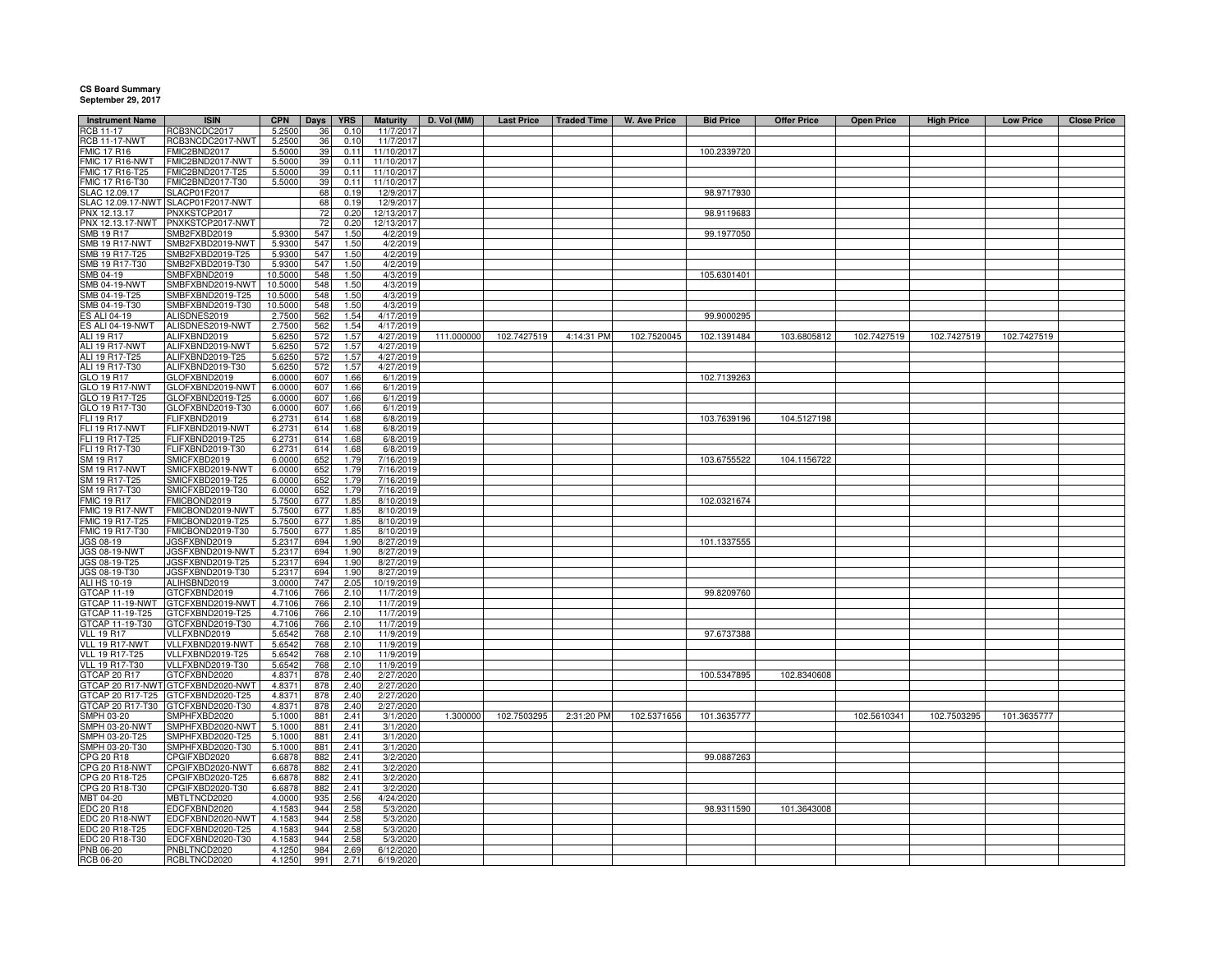**CS Board Summary**
**September 29, 2017**

| Instrument Name | ISIN | CPN | Days | YRS | Maturity | D. Vol (MM) | Last Price | Traded Time | W. Ave Price | Bid Price | Offer Price | Open Price | High Price | Low Price | Close Price |
|---|---|---|---|---|---|---|---|---|---|---|---|---|---|---|---|
| RCB 11-17 | RCB3NCDC2017 | 5.2500 | 36 | 0.10 | 11/7/2017 | | | | | | | | | | |
| RCB 11-17-NWT | RCB3NCDC2017-NWT | 5.2500 | 36 | 0.10 | 11/7/2017 | | | | | | | | | | |
| FMIC 17 R16 | FMIC2BND2017 | 5.5000 | 39 | 0.11 | 11/10/2017 | | | | | 100.2339720 | | | | | |
| FMIC 17 R16-NWT | FMIC2BND2017-NWT | 5.5000 | 39 | 0.11 | 11/10/2017 | | | | | | | | | | |
| FMIC 17 R16-T25 | FMIC2BND2017-T25 | 5.5000 | 39 | 0.11 | 11/10/2017 | | | | | | | | | | |
| FMIC 17 R16-T30 | FMIC2BND2017-T30 | 5.5000 | 39 | 0.11 | 11/10/2017 | | | | | | | | | | |
| SLAC 12.09.17 | SLACP01F2017 | | 68 | 0.19 | 12/9/2017 | | | | | 98.9717930 | | | | | |
| SLAC 12.09.17-NWT | SLACP01F2017-NWT | | 68 | 0.19 | 12/9/2017 | | | | | | | | | | |
| PNX 12.13.17 | PNXKSTCP2017 | | 72 | 0.20 | 12/13/2017 | | | | | 98.9119683 | | | | | |
| PNX 12.13.17-NWT | PNXKSTCP2017-NWT | | 72 | 0.20 | 12/13/2017 | | | | | | | | | | |
| SMB 19 R17 | SMB2FXBD2019 | 5.9300 | 547 | 1.50 | 4/2/2019 | | | | | 99.1977050 | | | | | |
| SMB 19 R17-NWT | SMB2FXBD2019-NWT | 5.9300 | 547 | 1.50 | 4/2/2019 | | | | | | | | | | |
| SMB 19 R17-T25 | SMB2FXBD2019-T25 | 5.9300 | 547 | 1.50 | 4/2/2019 | | | | | | | | | | |
| SMB 19 R17-T30 | SMB2FXBD2019-T30 | 5.9300 | 547 | 1.50 | 4/2/2019 | | | | | | | | | | |
| SMB 04-19 | SMBFXBND2019 | 10.5000 | 548 | 1.50 | 4/3/2019 | | | | | 105.6301401 | | | | | |
| SMB 04-19-NWT | SMBFXBND2019-NWT | 10.5000 | 548 | 1.50 | 4/3/2019 | | | | | | | | | | |
| SMB 04-19-T25 | SMBFXBND2019-T25 | 10.5000 | 548 | 1.50 | 4/3/2019 | | | | | | | | | | |
| SMB 04-19-T30 | SMBFXBND2019-T30 | 10.5000 | 548 | 1.50 | 4/3/2019 | | | | | | | | | | |
| ES ALI 04-19 | ALISDNES2019 | 2.7500 | 562 | 1.54 | 4/17/2019 | | | | | 99.9000295 | | | | | |
| ES ALI 04-19-NWT | ALISDNES2019-NWT | 2.7500 | 562 | 1.54 | 4/17/2019 | | | | | | | | | | |
| ALI 19 R17 | ALIFXBND2019 | 5.6250 | 572 | 1.57 | 4/27/2019 | 111.000000 | 102.7427519 | 4:14:31 PM | 102.7520045 | 102.1391484 | 103.6805812 | 102.7427519 | 102.7427519 | 102.7427519 | |
| ALI 19 R17-NWT | ALIFXBND2019-NWT | 5.6250 | 572 | 1.57 | 4/27/2019 | | | | | | | | | | |
| ALI 19 R17-T25 | ALIFXBND2019-T25 | 5.6250 | 572 | 1.57 | 4/27/2019 | | | | | | | | | | |
| ALI 19 R17-T30 | ALIFXBND2019-T30 | 5.6250 | 572 | 1.57 | 4/27/2019 | | | | | | | | | | |
| GLO 19 R17 | GLOFXBND2019 | 6.0000 | 607 | 1.66 | 6/1/2019 | | | | | 102.7139263 | | | | | |
| GLO 19 R17-NWT | GLOFXBND2019-NWT | 6.0000 | 607 | 1.66 | 6/1/2019 | | | | | | | | | | |
| GLO 19 R17-T25 | GLOFXBND2019-T25 | 6.0000 | 607 | 1.66 | 6/1/2019 | | | | | | | | | | |
| GLO 19 R17-T30 | GLOFXBND2019-T30 | 6.0000 | 607 | 1.66 | 6/1/2019 | | | | | | | | | | |
| FLI 19 R17 | FLIFXBND2019 | 6.2731 | 614 | 1.68 | 6/8/2019 | | | | | 103.7639196 | 104.5127198 | | | | |
| FLI 19 R17-NWT | FLIFXBND2019-NWT | 6.2731 | 614 | 1.68 | 6/8/2019 | | | | | | | | | | |
| FLI 19 R17-T25 | FLIFXBND2019-T25 | 6.2731 | 614 | 1.68 | 6/8/2019 | | | | | | | | | | |
| FLI 19 R17-T30 | FLIFXBND2019-T30 | 6.2731 | 614 | 1.68 | 6/8/2019 | | | | | | | | | | |
| SM 19 R17 | SMICFXBD2019 | 6.0000 | 652 | 1.79 | 7/16/2019 | | | | | 103.6755522 | 104.1156722 | | | | |
| SM 19 R17-NWT | SMICFXBD2019-NWT | 6.0000 | 652 | 1.79 | 7/16/2019 | | | | | | | | | | |
| SM 19 R17-T25 | SMICFXBD2019-T25 | 6.0000 | 652 | 1.79 | 7/16/2019 | | | | | | | | | | |
| SM 19 R17-T30 | SMICFXBD2019-T30 | 6.0000 | 652 | 1.79 | 7/16/2019 | | | | | | | | | | |
| FMIC 19 R17 | FMICBOND2019 | 5.7500 | 677 | 1.85 | 8/10/2019 | | | | | 102.0321674 | | | | | |
| FMIC 19 R17-NWT | FMICBOND2019-NWT | 5.7500 | 677 | 1.85 | 8/10/2019 | | | | | | | | | | |
| FMIC 19 R17-T25 | FMICBOND2019-T25 | 5.7500 | 677 | 1.85 | 8/10/2019 | | | | | | | | | | |
| FMIC 19 R17-T30 | FMICBOND2019-T30 | 5.7500 | 677 | 1.85 | 8/10/2019 | | | | | | | | | | |
| JGS 08-19 | JGSFXBND2019 | 5.2317 | 694 | 1.90 | 8/27/2019 | | | | | 101.1337555 | | | | | |
| JGS 08-19-NWT | JGSFXBND2019-NWT | 5.2317 | 694 | 1.90 | 8/27/2019 | | | | | | | | | | |
| JGS 08-19-T25 | JGSFXBND2019-T25 | 5.2317 | 694 | 1.90 | 8/27/2019 | | | | | | | | | | |
| JGS 08-19-T30 | JGSFXBND2019-T30 | 5.2317 | 694 | 1.90 | 8/27/2019 | | | | | | | | | | |
| ALI HS 10-19 | ALIHSBND2019 | 3.0000 | 747 | 2.05 | 10/19/2019 | | | | | | | | | | |
| GTCAP 11-19 | GTCFXBND2019 | 4.7106 | 766 | 2.10 | 11/7/2019 | | | | | 99.8209760 | | | | | |
| GTCAP 11-19-NWT | GTCFXBND2019-NWT | 4.7106 | 766 | 2.10 | 11/7/2019 | | | | | | | | | | |
| GTCAP 11-19-T25 | GTCFXBND2019-T25 | 4.7106 | 766 | 2.10 | 11/7/2019 | | | | | | | | | | |
| GTCAP 11-19-T30 | GTCFXBND2019-T30 | 4.7106 | 766 | 2.10 | 11/7/2019 | | | | | | | | | | |
| VLL 19 R17 | VLLFXBND2019 | 5.6542 | 768 | 2.10 | 11/9/2019 | | | | | 97.6737388 | | | | | |
| VLL 19 R17-NWT | VLLFXBND2019-NWT | 5.6542 | 768 | 2.10 | 11/9/2019 | | | | | | | | | | |
| VLL 19 R17-T25 | VLLFXBND2019-T25 | 5.6542 | 768 | 2.10 | 11/9/2019 | | | | | | | | | | |
| VLL 19 R17-T30 | VLLFXBND2019-T30 | 5.6542 | 768 | 2.10 | 11/9/2019 | | | | | | | | | | |
| GTCAP 20 R17 | GTCFXBND2020 | 4.8371 | 878 | 2.40 | 2/27/2020 | | | | | 100.5347895 | 102.8340608 | | | | |
| GTCAP 20 R17-NWT | GTCFXBND2020-NWT | 4.8371 | 878 | 2.40 | 2/27/2020 | | | | | | | | | | |
| GTCAP 20 R17-T25 | GTCFXBND2020-T25 | 4.8371 | 878 | 2.40 | 2/27/2020 | | | | | | | | | | |
| GTCAP 20 R17-T30 | GTCFXBND2020-T30 | 4.8371 | 878 | 2.40 | 2/27/2020 | | | | | | | | | | |
| SMPH 03-20 | SMPHFXBD2020 | 5.1000 | 881 | 2.41 | 3/1/2020 | 1.300000 | 102.7503295 | 2:31:20 PM | 102.5371656 | 101.3635777 | | 102.5610341 | 102.7503295 | 101.3635777 | |
| SMPH 03-20-NWT | SMPHFXBD2020-NWT | 5.1000 | 881 | 2.41 | 3/1/2020 | | | | | | | | | | |
| SMPH 03-20-T25 | SMPHFXBD2020-T25 | 5.1000 | 881 | 2.41 | 3/1/2020 | | | | | | | | | | |
| SMPH 03-20-T30 | SMPHFXBD2020-T30 | 5.1000 | 881 | 2.41 | 3/1/2020 | | | | | | | | | | |
| CPG 20 R18 | CPGIFXBD2020 | 6.6878 | 882 | 2.41 | 3/2/2020 | | | | | 99.0887263 | | | | | |
| CPG 20 R18-NWT | CPGIFXBD2020-NWT | 6.6878 | 882 | 2.41 | 3/2/2020 | | | | | | | | | | |
| CPG 20 R18-T25 | CPGIFXBD2020-T25 | 6.6878 | 882 | 2.41 | 3/2/2020 | | | | | | | | | | |
| CPG 20 R18-T30 | CPGIFXBD2020-T30 | 6.6878 | 882 | 2.41 | 3/2/2020 | | | | | | | | | | |
| MBT 04-20 | MBTLTNCD2020 | 4.0000 | 935 | 2.56 | 4/24/2020 | | | | | | | | | | |
| EDC 20 R18 | EDCFXBND2020 | 4.1583 | 944 | 2.58 | 5/3/2020 | | | | | 98.9311590 | 101.3643008 | | | | |
| EDC 20 R18-NWT | EDCFXBND2020-NWT | 4.1583 | 944 | 2.58 | 5/3/2020 | | | | | | | | | | |
| EDC 20 R18-T25 | EDCFXBND2020-T25 | 4.1583 | 944 | 2.58 | 5/3/2020 | | | | | | | | | | |
| EDC 20 R18-T30 | EDCFXBND2020-T30 | 4.1583 | 944 | 2.58 | 5/3/2020 | | | | | | | | | | |
| PNB 06-20 | PNBLTNCD2020 | 4.1250 | 984 | 2.69 | 6/12/2020 | | | | | | | | | | |
| RCB 06-20 | RCBLTNCD2020 | 4.1250 | 991 | 2.71 | 6/19/2020 | | | | | | | | | | |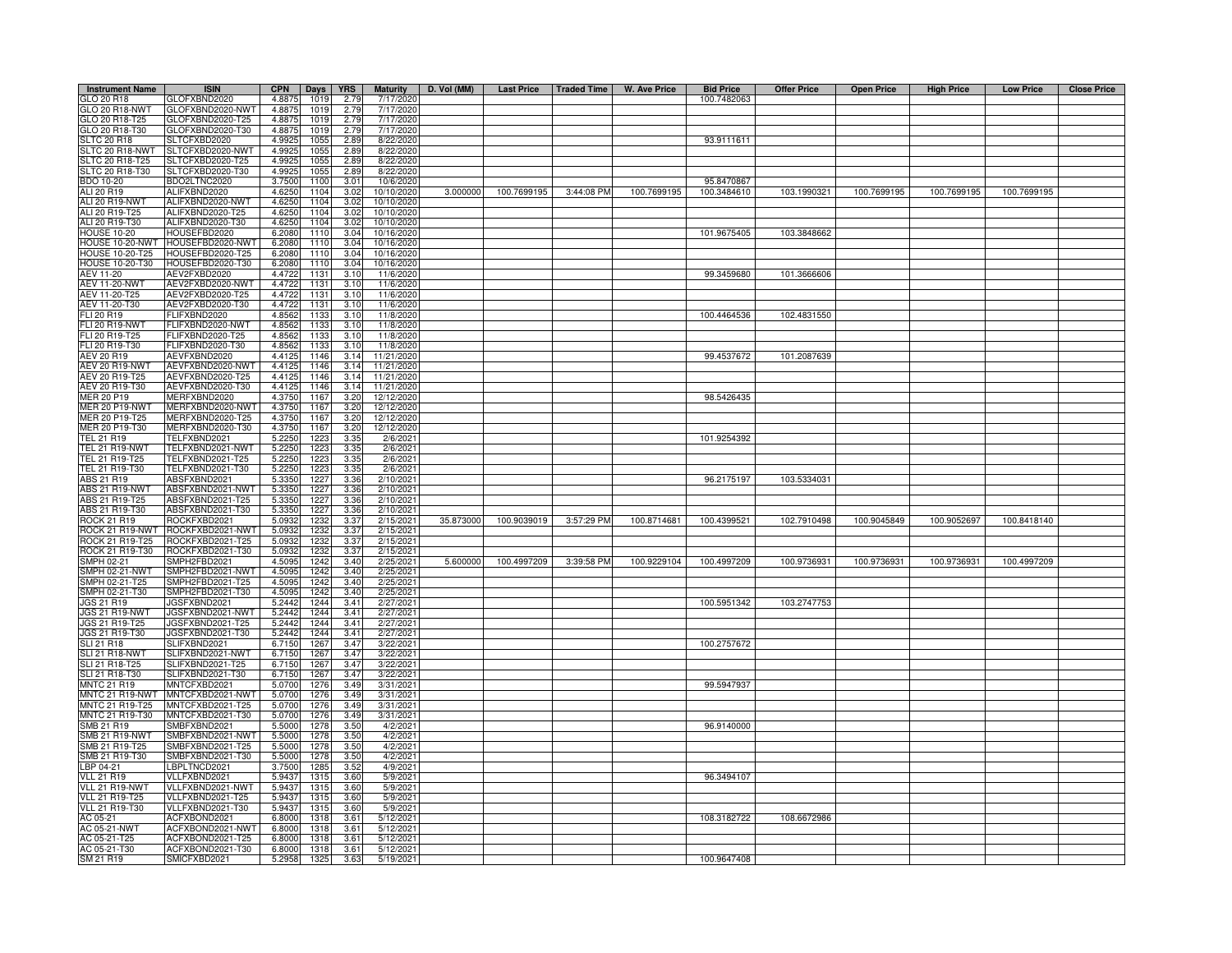| Instrument Name | ISIN | CPN | Days | YRS | Maturity | D. Vol (MM) | Last Price | Traded Time | W. Ave Price | Bid Price | Offer Price | Open Price | High Price | Low Price | Close Price |
|---|---|---|---|---|---|---|---|---|---|---|---|---|---|---|---|
| GLO 20 R18 | GLOFXBND2020 | 4.8875 | 1019 | 2.79 | 7/17/2020 | | | | | 100.7482063 | | | | | |
| GLO 20 R18-NWT | GLOFXBND2020-NWT | 4.8875 | 1019 | 2.79 | 7/17/2020 | | | | | | | | | | |
| GLO 20 R18-T25 | GLOFXBND2020-T25 | 4.8875 | 1019 | 2.79 | 7/17/2020 | | | | | | | | | | |
| GLO 20 R18-T30 | GLOFXBND2020-T30 | 4.8875 | 1019 | 2.79 | 7/17/2020 | | | | | | | | | | |
| SLTC 20 R18 | SLTCFXBD2020 | 4.9925 | 1055 | 2.89 | 8/22/2020 | | | | | 93.9111611 | | | | | |
| SLTC 20 R18-NWT | SLTCFXBD2020-NWT | 4.9925 | 1055 | 2.89 | 8/22/2020 | | | | | | | | | | |
| SLTC 20 R18-T25 | SLTCFXBD2020-T25 | 4.9925 | 1055 | 2.89 | 8/22/2020 | | | | | | | | | | |
| SLTC 20 R18-T30 | SLTCFXBD2020-T30 | 4.9925 | 1055 | 2.89 | 8/22/2020 | | | | | | | | | | |
| BDO 10-20 | BDO2LTNC2020 | 3.7500 | 1100 | 3.01 | 10/6/2020 | | | | | 95.8470867 | | | | | |
| ALI 20 R19 | ALIFXBND2020 | 4.6250 | 1104 | 3.02 | 10/10/2020 | 3.000000 | 100.7699195 | 3:44:08 PM | 100.7699195 | 100.3484610 | 103.1990321 | 100.7699195 | 100.7699195 | 100.7699195 | |
| ALI 20 R19-NWT | ALIFXBND2020-NWT | 4.6250 | 1104 | 3.02 | 10/10/2020 | | | | | | | | | | |
| ALI 20 R19-T25 | ALIFXBND2020-T25 | 4.6250 | 1104 | 3.02 | 10/10/2020 | | | | | | | | | | |
| ALI 20 R19-T30 | ALIFXBND2020-T30 | 4.6250 | 1104 | 3.02 | 10/10/2020 | | | | | | | | | | |
| HOUSE 10-20 | HOUSEFBD2020 | 6.2080 | 1110 | 3.04 | 10/16/2020 | | | | | 101.9675405 | 103.3848662 | | | | |
| HOUSE 10-20-NWT | HOUSEFBD2020-NWT | 6.2080 | 1110 | 3.04 | 10/16/2020 | | | | | | | | | | |
| HOUSE 10-20-T25 | HOUSEFBD2020-T25 | 6.2080 | 1110 | 3.04 | 10/16/2020 | | | | | | | | | | |
| HOUSE 10-20-T30 | HOUSEFBD2020-T30 | 6.2080 | 1110 | 3.04 | 10/16/2020 | | | | | | | | | | |
| AEV 11-20 | AEV2FXBD2020 | 4.4722 | 1131 | 3.10 | 11/6/2020 | | | | | 99.3459680 | 101.3666606 | | | | |
| AEV 11-20-NWT | AEV2FXBD2020-NWT | 4.4722 | 1131 | 3.10 | 11/6/2020 | | | | | | | | | | |
| AEV 11-20-T25 | AEV2FXBD2020-T25 | 4.4722 | 1131 | 3.10 | 11/6/2020 | | | | | | | | | | |
| AEV 11-20-T30 | AEV2FXBD2020-T30 | 4.4722 | 1131 | 3.10 | 11/6/2020 | | | | | | | | | | |
| FLI 20 R19 | FLIFXBND2020 | 4.8562 | 1133 | 3.10 | 11/8/2020 | | | | | 100.4464536 | 102.4831550 | | | | |
| FLI 20 R19-NWT | FLIFXBND2020-NWT | 4.8562 | 1133 | 3.10 | 11/8/2020 | | | | | | | | | | |
| FLI 20 R19-T25 | FLIFXBND2020-T25 | 4.8562 | 1133 | 3.10 | 11/8/2020 | | | | | | | | | | |
| FLI 20 R19-T30 | FLIFXBND2020-T30 | 4.8562 | 1133 | 3.10 | 11/8/2020 | | | | | | | | | | |
| AEV 20 R19 | AEVFXBND2020 | 4.4125 | 1146 | 3.14 | 11/21/2020 | | | | | 99.4537672 | 101.2087639 | | | | |
| AEV 20 R19-NWT | AEVFXBND2020-NWT | 4.4125 | 1146 | 3.14 | 11/21/2020 | | | | | | | | | | |
| AEV 20 R19-T25 | AEVFXBND2020-T25 | 4.4125 | 1146 | 3.14 | 11/21/2020 | | | | | | | | | | |
| AEV 20 R19-T30 | AEVFXBND2020-T30 | 4.4125 | 1146 | 3.14 | 11/21/2020 | | | | | | | | | | |
| MER 20 P19 | MERFXBND2020 | 4.3750 | 1167 | 3.20 | 12/12/2020 | | | | | 98.5426435 | | | | | |
| MER 20 P19-NWT | MERFXBND2020-NWT | 4.3750 | 1167 | 3.20 | 12/12/2020 | | | | | | | | | | |
| MER 20 P19-T25 | MERFXBND2020-T25 | 4.3750 | 1167 | 3.20 | 12/12/2020 | | | | | | | | | | |
| MER 20 P19-T30 | MERFXBND2020-T30 | 4.3750 | 1167 | 3.20 | 12/12/2020 | | | | | | | | | | |
| TEL 21 R19 | TELFXBND2021 | 5.2250 | 1223 | 3.35 | 2/6/2021 | | | | | 101.9254392 | | | | | |
| TEL 21 R19-NWT | TELFXBND2021-NWT | 5.2250 | 1223 | 3.35 | 2/6/2021 | | | | | | | | | | |
| TEL 21 R19-T25 | TELFXBND2021-T25 | 5.2250 | 1223 | 3.35 | 2/6/2021 | | | | | | | | | | |
| TEL 21 R19-T30 | TELFXBND2021-T30 | 5.2250 | 1223 | 3.35 | 2/6/2021 | | | | | | | | | | |
| ABS 21 R19 | ABSFXBND2021 | 5.3350 | 1227 | 3.36 | 2/10/2021 | | | | | 96.2175197 | 103.5334031 | | | | |
| ABS 21 R19-NWT | ABSFXBND2021-NWT | 5.3350 | 1227 | 3.36 | 2/10/2021 | | | | | | | | | | |
| ABS 21 R19-T25 | ABSFXBND2021-T25 | 5.3350 | 1227 | 3.36 | 2/10/2021 | | | | | | | | | | |
| ABS 21 R19-T30 | ABSFXBND2021-T30 | 5.3350 | 1227 | 3.36 | 2/10/2021 | | | | | | | | | | |
| ROCK 21 R19 | ROCKFXBD2021 | 5.0932 | 1232 | 3.37 | 2/15/2021 | 35.873000 | 100.9039019 | 3:57:29 PM | 100.8714681 | 100.4399521 | 102.7910498 | 100.9045849 | 100.9052697 | 100.8418140 | |
| ROCK 21 R19-NWT | ROCKFXBD2021-NWT | 5.0932 | 1232 | 3.37 | 2/15/2021 | | | | | | | | | | |
| ROCK 21 R19-T25 | ROCKFXBD2021-T25 | 5.0932 | 1232 | 3.37 | 2/15/2021 | | | | | | | | | | |
| ROCK 21 R19-T30 | ROCKFXBD2021-T30 | 5.0932 | 1232 | 3.37 | 2/15/2021 | | | | | | | | | | |
| SMPH 02-21 | SMPH2FBD2021 | 4.5095 | 1242 | 3.40 | 2/25/2021 | 5.600000 | 100.4997209 | 3:39:58 PM | 100.9229104 | 100.4997209 | 100.9736931 | 100.9736931 | 100.9736931 | 100.4997209 | |
| SMPH 02-21-NWT | SMPH2FBD2021-NWT | 4.5095 | 1242 | 3.40 | 2/25/2021 | | | | | | | | | | |
| SMPH 02-21-T25 | SMPH2FBD2021-T25 | 4.5095 | 1242 | 3.40 | 2/25/2021 | | | | | | | | | | |
| SMPH 02-21-T30 | SMPH2FBD2021-T30 | 4.5095 | 1242 | 3.40 | 2/25/2021 | | | | | | | | | | |
| JGS 21 R19 | JGSFXBND2021 | 5.2442 | 1244 | 3.41 | 2/27/2021 | | | | | 100.5951342 | 103.2747753 | | | | |
| JGS 21 R19-NWT | JGSFXBND2021-NWT | 5.2442 | 1244 | 3.41 | 2/27/2021 | | | | | | | | | | |
| JGS 21 R19-T25 | JGSFXBND2021-T25 | 5.2442 | 1244 | 3.41 | 2/27/2021 | | | | | | | | | | |
| JGS 21 R19-T30 | JGSFXBND2021-T30 | 5.2442 | 1244 | 3.41 | 2/27/2021 | | | | | | | | | | |
| SLI 21 R18 | SLIFXBND2021 | 6.7150 | 1267 | 3.47 | 3/22/2021 | | | | | 100.2757672 | | | | | |
| SLI 21 R18-NWT | SLIFXBND2021-NWT | 6.7150 | 1267 | 3.47 | 3/22/2021 | | | | | | | | | | |
| SLI 21 R18-T25 | SLIFXBND2021-T25 | 6.7150 | 1267 | 3.47 | 3/22/2021 | | | | | | | | | | |
| SLI 21 R18-T30 | SLIFXBND2021-T30 | 6.7150 | 1267 | 3.47 | 3/22/2021 | | | | | | | | | | |
| MNTC 21 R19 | MNTCFXBD2021 | 5.0700 | 1276 | 3.49 | 3/31/2021 | | | | | 99.5947937 | | | | | |
| MNTC 21 R19-NWT | MNTCFXBD2021-NWT | 5.0700 | 1276 | 3.49 | 3/31/2021 | | | | | | | | | | |
| MNTC 21 R19-T25 | MNTCFXBD2021-T25 | 5.0700 | 1276 | 3.49 | 3/31/2021 | | | | | | | | | | |
| MNTC 21 R19-T30 | MNTCFXBD2021-T30 | 5.0700 | 1276 | 3.49 | 3/31/2021 | | | | | | | | | | |
| SMB 21 R19 | SMBFXBND2021 | 5.5000 | 1278 | 3.50 | 4/2/2021 | | | | | 96.9140000 | | | | | |
| SMB 21 R19-NWT | SMBFXBND2021-NWT | 5.5000 | 1278 | 3.50 | 4/2/2021 | | | | | | | | | | |
| SMB 21 R19-T25 | SMBFXBND2021-T25 | 5.5000 | 1278 | 3.50 | 4/2/2021 | | | | | | | | | | |
| SMB 21 R19-T30 | SMBFXBND2021-T30 | 5.5000 | 1278 | 3.50 | 4/2/2021 | | | | | | | | | | |
| LBP 04-21 | LBPLTNCD2021 | 3.7500 | 1285 | 3.52 | 4/9/2021 | | | | | | | | | | |
| VLL 21 R19 | VLLFXBND2021 | 5.9437 | 1315 | 3.60 | 5/9/2021 | | | | | 96.3494107 | | | | | |
| VLL 21 R19-NWT | VLLFXBND2021-NWT | 5.9437 | 1315 | 3.60 | 5/9/2021 | | | | | | | | | | |
| VLL 21 R19-T25 | VLLFXBND2021-T25 | 5.9437 | 1315 | 3.60 | 5/9/2021 | | | | | | | | | | |
| VLL 21 R19-T30 | VLLFXBND2021-T30 | 5.9437 | 1315 | 3.60 | 5/9/2021 | | | | | | | | | | |
| AC 05-21 | ACFXBOND2021 | 6.8000 | 1318 | 3.61 | 5/12/2021 | | | | | 108.3182722 | 108.6672986 | | | | |
| AC 05-21-NWT | ACFXBOND2021-NWT | 6.8000 | 1318 | 3.61 | 5/12/2021 | | | | | | | | | | |
| AC 05-21-T25 | ACFXBOND2021-T25 | 6.8000 | 1318 | 3.61 | 5/12/2021 | | | | | | | | | | |
| AC 05-21-T30 | ACFXBOND2021-T30 | 6.8000 | 1318 | 3.61 | 5/12/2021 | | | | | | | | | | |
| SM 21 R19 | SMICFXBD2021 | 5.2958 | 1325 | 3.63 | 5/19/2021 | | | | | 100.9647408 | | | | | |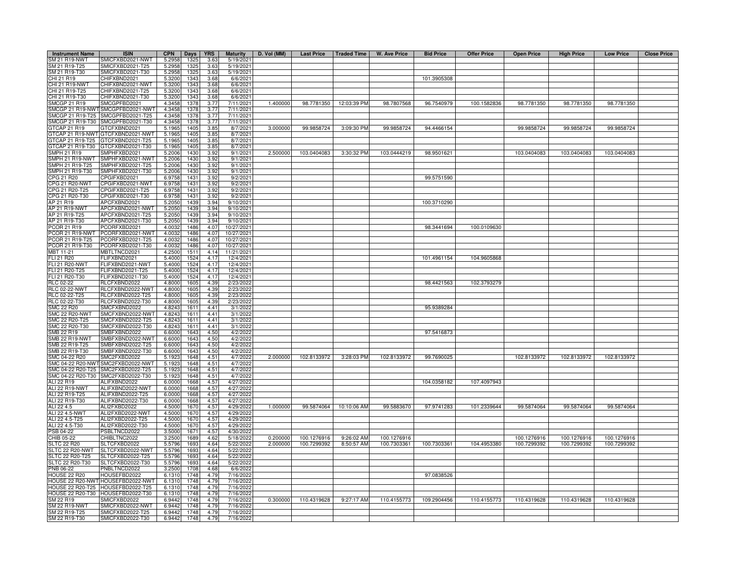| Instrument Name | ISIN | CPN | Days | YRS | Maturity | D. Vol (MM) | Last Price | Traded Time | W. Ave Price | Bid Price | Offer Price | Open Price | High Price | Low Price | Close Price |
|---|---|---|---|---|---|---|---|---|---|---|---|---|---|---|---|
| SM 21 R19-NWT | SMICFXBD2021-NWT | 5.2958 | 1325 | 3.63 | 5/19/2021 | | | | | | | | | | |
| SM 21 R19-T25 | SMICFXBD2021-T25 | 5.2958 | 1325 | 3.63 | 5/19/2021 | | | | | | | | | | |
| SM 21 R19-T30 | SMICFXBD2021-T30 | 5.2958 | 1325 | 3.63 | 5/19/2021 | | | | | | | | | | |
| CHI 21 R19 | CHIFXBND2021 | 5.3200 | 1343 | 3.68 | 6/6/2021 | | | | | 101.3905308 | | | | | |
| CHI 21 R19-NWT | CHIFXBND2021-NWT | 5.3200 | 1343 | 3.68 | 6/6/2021 | | | | | | | | | | |
| CHI 21 R19-T25 | CHIFXBND2021-T25 | 5.3200 | 1343 | 3.68 | 6/6/2021 | | | | | | | | | | |
| CHI 21 R19-T30 | CHIFXBND2021-T30 | 5.3200 | 1343 | 3.68 | 6/6/2021 | | | | | | | | | | |
| SMCGP 21 R19 | SMCGPFBD2021 | 4.3458 | 1378 | 3.77 | 7/11/2021 | 1.400000 | 98.7781350 | 12:03:39 PM | 98.7807568 | 96.7540979 | 100.1582836 | 98.7781350 | 98.7781350 | 98.7781350 | |
| SMCGP 21 R19-NWT | SMCGPFBD2021-NWT | 4.3458 | 1378 | 3.77 | 7/11/2021 | | | | | | | | | | |
| SMCGP 21 R19-T25 | SMCGPFBD2021-T25 | 4.3458 | 1378 | 3.77 | 7/11/2021 | | | | | | | | | | |
| SMCGP 21 R19-T30 | SMCGPFBD2021-T30 | 4.3458 | 1378 | 3.77 | 7/11/2021 | | | | | | | | | | |
| GTCAP 21 R19 | GTCFXBND2021 | 5.1965 | 1405 | 3.85 | 8/7/2021 | 3.000000 | 99.9858724 | 3:09:30 PM | 99.9858724 | 94.4466154 | | 99.9858724 | 99.9858724 | 99.9858724 | |
| GTCAP 21 R19-NWT | GTCFXBND2021-NWT | 5.1965 | 1405 | 3.85 | 8/7/2021 | | | | | | | | | | |
| GTCAP 21 R19-T25 | GTCFXBND2021-T25 | 5.1965 | 1405 | 3.85 | 8/7/2021 | | | | | | | | | | |
| GTCAP 21 R19-T30 | GTCFXBND2021-T30 | 5.1965 | 1405 | 3.85 | 8/7/2021 | | | | | | | | | | |
| SMPH 21 R19 | SMPHFXBD2021 | 5.2006 | 1430 | 3.92 | 9/1/2021 | 2.500000 | 103.0404083 | 3:30:32 PM | 103.0444219 | 98.9501621 | | 103.0404083 | 103.0404083 | 103.0404083 | |
| SMPH 21 R19-NWT | SMPHFXBD2021-NWT | 5.2006 | 1430 | 3.92 | 9/1/2021 | | | | | | | | | | |
| SMPH 21 R19-T25 | SMPHFXBD2021-T25 | 5.2006 | 1430 | 3.92 | 9/1/2021 | | | | | | | | | | |
| SMPH 21 R19-T30 | SMPHFXBD2021-T30 | 5.2006 | 1430 | 3.92 | 9/1/2021 | | | | | | | | | | |
| CPG 21 R20 | CPGIFXBD2021 | 6.9758 | 1431 | 3.92 | 9/2/2021 | | | | | 99.5751590 | | | | | |
| CPG 21 R20-NWT | CPGIFXBD2021-NWT | 6.9758 | 1431 | 3.92 | 9/2/2021 | | | | | | | | | | |
| CPG 21 R20-T25 | CPGIFXBD2021-T25 | 6.9758 | 1431 | 3.92 | 9/2/2021 | | | | | | | | | | |
| CPG 21 R20-T30 | CPGIFXBD2021-T30 | 6.9758 | 1431 | 3.92 | 9/2/2021 | | | | | | | | | | |
| AP 21 R19 | APCFXBND2021 | 5.2050 | 1439 | 3.94 | 9/10/2021 | | | | | 100.3710290 | | | | | |
| AP 21 R19-NWT | APCFXBND2021-NWT | 5.2050 | 1439 | 3.94 | 9/10/2021 | | | | | | | | | | |
| AP 21 R19-T25 | APCFXBND2021-T25 | 5.2050 | 1439 | 3.94 | 9/10/2021 | | | | | | | | | | |
| AP 21 R19-T30 | APCFXBND2021-T30 | 5.2050 | 1439 | 3.94 | 9/10/2021 | | | | | | | | | | |
| PCOR 21 R19 | PCORFXBD2021 | 4.0032 | 1486 | 4.07 | 10/27/2021 | | | | | 98.3441694 | 100.0109630 | | | | |
| PCOR 21 R19-NWT | PCORFXBD2021-NWT | 4.0032 | 1486 | 4.07 | 10/27/2021 | | | | | | | | | | |
| PCOR 21 R19-T25 | PCORFXBD2021-T25 | 4.0032 | 1486 | 4.07 | 10/27/2021 | | | | | | | | | | |
| PCOR 21 R19-T30 | PCORFXBD2021-T30 | 4.0032 | 1486 | 4.07 | 10/27/2021 | | | | | | | | | | |
| MBT 11-21 | MBTLTNCD2021 | 4.2500 | 1511 | 4.14 | 11/21/2021 | | | | | | | | | | |
| FLI 21 R20 | FLIFXBND2021 | 5.4000 | 1524 | 4.17 | 12/4/2021 | | | | | 101.4961154 | 104.9605868 | | | | |
| FLI 21 R20-NWT | FLIFXBND2021-NWT | 5.4000 | 1524 | 4.17 | 12/4/2021 | | | | | | | | | | |
| FLI 21 R20-T25 | FLIFXBND2021-T25 | 5.4000 | 1524 | 4.17 | 12/4/2021 | | | | | | | | | | |
| FLI 21 R20-T30 | FLIFXBND2021-T30 | 5.4000 | 1524 | 4.17 | 12/4/2021 | | | | | | | | | | |
| RLC 02-22 | RLCFXBND2022 | 4.8000 | 1605 | 4.39 | 2/23/2022 | | | | | 98.4421563 | 102.3793279 | | | | |
| RLC 02-22-NWT | RLCFXBND2022-NWT | 4.8000 | 1605 | 4.39 | 2/23/2022 | | | | | | | | | | |
| RLC 02-22-T25 | RLCFXBND2022-T25 | 4.8000 | 1605 | 4.39 | 2/23/2022 | | | | | | | | | | |
| RLC 02-22-T30 | RLCFXBND2022-T30 | 4.8000 | 1605 | 4.39 | 2/23/2022 | | | | | | | | | | |
| SMC 22 R20 | SMCFXBND2022 | 4.8243 | 1611 | 4.41 | 3/1/2022 | | | | | 95.9389284 | | | | | |
| SMC 22 R20-NWT | SMCFXBND2022-NWT | 4.8243 | 1611 | 4.41 | 3/1/2022 | | | | | | | | | | |
| SMC 22 R20-T25 | SMCFXBND2022-T25 | 4.8243 | 1611 | 4.41 | 3/1/2022 | | | | | | | | | | |
| SMC 22 R20-T30 | SMCFXBND2022-T30 | 4.8243 | 1611 | 4.41 | 3/1/2022 | | | | | | | | | | |
| SMB 22 R19 | SMBFXBND2022 | 6.6000 | 1643 | 4.50 | 4/2/2022 | | | | | 97.5416873 | | | | | |
| SMB 22 R19-NWT | SMBFXBND2022-NWT | 6.6000 | 1643 | 4.50 | 4/2/2022 | | | | | | | | | | |
| SMB 22 R19-T25 | SMBFXBND2022-T25 | 6.6000 | 1643 | 4.50 | 4/2/2022 | | | | | | | | | | |
| SMB 22 R19-T30 | SMBFXBND2022-T30 | 6.6000 | 1643 | 4.50 | 4/2/2022 | | | | | | | | | | |
| SMC 04-22 R20 | SMC2FXBD2022 | 5.1923 | 1648 | 4.51 | 4/7/2022 | 2.000000 | 102.8133972 | 3:28:03 PM | 102.8133972 | 99.7690025 | | 102.8133972 | 102.8133972 | 102.8133972 | |
| SMC 04-22 R20-NWT | SMC2FXBD2022-NWT | 5.1923 | 1648 | 4.51 | 4/7/2022 | | | | | | | | | | |
| SMC 04-22 R20-T25 | SMC2FXBD2022-T25 | 5.1923 | 1648 | 4.51 | 4/7/2022 | | | | | | | | | | |
| SMC 04-22 R20-T30 | SMC2FXBD2022-T30 | 5.1923 | 1648 | 4.51 | 4/7/2022 | | | | | | | | | | |
| ALI 22 R19 | ALIFXBND2022 | 6.0000 | 1668 | 4.57 | 4/27/2022 | | | | | 104.0358182 | 107.4097943 | | | | |
| ALI 22 R19-NWT | ALIFXBND2022-NWT | 6.0000 | 1668 | 4.57 | 4/27/2022 | | | | | | | | | | |
| ALI 22 R19-T25 | ALIFXBND2022-T25 | 6.0000 | 1668 | 4.57 | 4/27/2022 | | | | | | | | | | |
| ALI 22 R19-T30 | ALIFXBND2022-T30 | 6.0000 | 1668 | 4.57 | 4/27/2022 | | | | | | | | | | |
| ALI 22 4.5 | ALI2FXBD2022 | 4.5000 | 1670 | 4.57 | 4/29/2022 | 1.000000 | 99.5874064 | 10:10:06 AM | 99.5883670 | 97.9741283 | 101.2339644 | 99.5874064 | 99.5874064 | 99.5874064 | |
| ALI 22 4.5-NWT | ALI2FXBD2022-NWT | 4.5000 | 1670 | 4.57 | 4/29/2022 | | | | | | | | | | |
| ALI 22 4.5-T25 | ALI2FXBD2022-T25 | 4.5000 | 1670 | 4.57 | 4/29/2022 | | | | | | | | | | |
| ALI 22 4.5-T30 | ALI2FXBD2022-T30 | 4.5000 | 1670 | 4.57 | 4/29/2022 | | | | | | | | | | |
| PSB 04-22 | PSBLTNCD2022 | 3.5000 | 1671 | 4.57 | 4/30/2022 | | | | | | | | | | |
| CHIB 05-22 | CHIBLTNC2022 | 3.2500 | 1689 | 4.62 | 5/18/2022 | 0.200000 | 100.1276916 | 9:26:02 AM | 100.1276916 | | | 100.1276916 | 100.1276916 | 100.1276916 | |
| SLTC 22 R20 | SLTCFXBD2022 | 5.5796 | 1693 | 4.64 | 5/22/2022 | 2.000000 | 100.7299392 | 8:50:57 AM | 100.7303361 | 100.7303361 | 104.4953380 | 100.7299392 | 100.7299392 | 100.7299392 | |
| SLTC 22 R20-NWT | SLTCFXBD2022-NWT | 5.5796 | 1693 | 4.64 | 5/22/2022 | | | | | | | | | | |
| SLTC 22 R20-T25 | SLTCFXBD2022-T25 | 5.5796 | 1693 | 4.64 | 5/22/2022 | | | | | | | | | | |
| SLTC 22 R20-T30 | SLTCFXBD2022-T30 | 5.5796 | 1693 | 4.64 | 5/22/2022 | | | | | | | | | | |
| PNB 06-22 | PNBLTNCD2022 | 3.2500 | 1708 | 4.68 | 6/6/2022 | | | | | | | | | | |
| HOUSE 22 R20 | HOUSEFBD2022 | 6.1310 | 1748 | 4.79 | 7/16/2022 | | | | | 97.0838526 | | | | | |
| HOUSE 22 R20-NWT | HOUSEFBD2022-NWT | 6.1310 | 1748 | 4.79 | 7/16/2022 | | | | | | | | | | |
| HOUSE 22 R20-T25 | HOUSEFBD2022-T25 | 6.1310 | 1748 | 4.79 | 7/16/2022 | | | | | | | | | | |
| HOUSE 22 R20-T30 | HOUSEFBD2022-T30 | 6.1310 | 1748 | 4.79 | 7/16/2022 | | | | | | | | | | |
| SM 22 R19 | SMICFXBD2022 | 6.9442 | 1748 | 4.79 | 7/16/2022 | 0.300000 | 110.4319628 | 9:27:17 AM | 110.4155773 | 109.2904456 | 110.4155773 | 110.4319628 | 110.4319628 | 110.4319628 | |
| SM 22 R19-NWT | SMICFXBD2022-NWT | 6.9442 | 1748 | 4.79 | 7/16/2022 | | | | | | | | | | |
| SM 22 R19-T25 | SMICFXBD2022-T25 | 6.9442 | 1748 | 4.79 | 7/16/2022 | | | | | | | | | | |
| SM 22 R19-T30 | SMICFXBD2022-T30 | 6.9442 | 1748 | 4.79 | 7/16/2022 | | | | | | | | | | |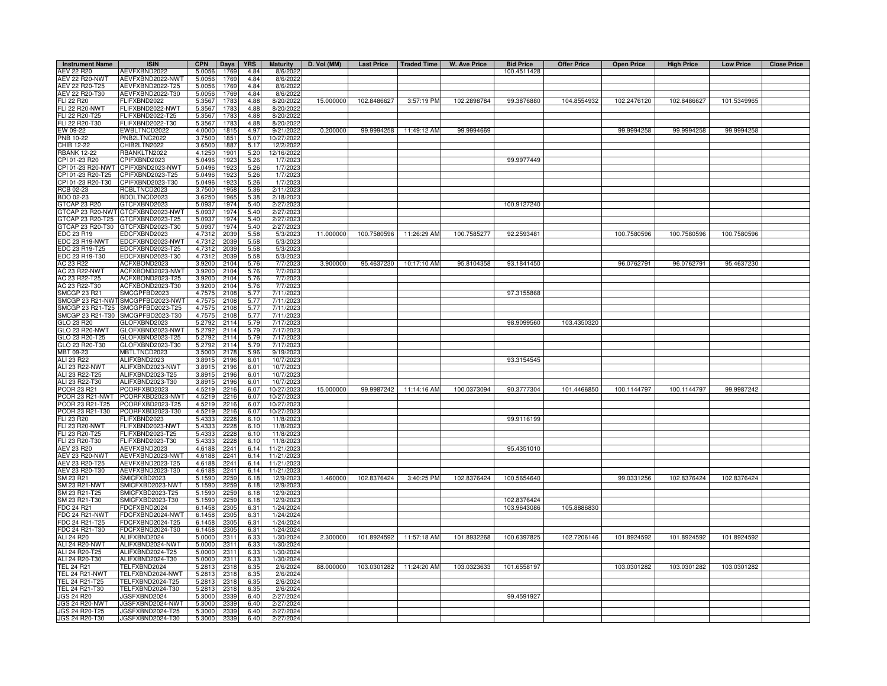| Instrument Name | ISIN | CPN | Days | YRS | Maturity | D. Vol (MM) | Last Price | Traded Time | W. Ave Price | Bid Price | Offer Price | Open Price | High Price | Low Price | Close Price |
|---|---|---|---|---|---|---|---|---|---|---|---|---|---|---|---|
| AEV 22 R20 | AEVFXBND2022 | 5.0056 | 1769 | 4.84 | 8/6/2022 | | | | | 100.4511428 | | | | | |
| AEV 22 R20-NWT | AEVFXBND2022-NWT | 5.0056 | 1769 | 4.84 | 8/6/2022 | | | | | | | | | | |
| AEV 22 R20-T25 | AEVFXBND2022-T25 | 5.0056 | 1769 | 4.84 | 8/6/2022 | | | | | | | | | | |
| AEV 22 R20-T30 | AEVFXBND2022-T30 | 5.0056 | 1769 | 4.84 | 8/6/2022 | | | | | | | | | | |
| FLI 22 R20 | FLIFXBND2022 | 5.3567 | 1783 | 4.88 | 8/20/2022 | 15.000000 | 102.8486627 | 3:57:19 PM | 102.2898784 | 99.3876880 | 104.8554932 | 102.2476120 | 102.8486627 | 101.5349965 | |
| FLI 22 R20-NWT | FLIFXBND2022-NWT | 5.3567 | 1783 | 4.88 | 8/20/2022 | | | | | | | | | | |
| FLI 22 R20-T25 | FLIFXBND2022-T25 | 5.3567 | 1783 | 4.88 | 8/20/2022 | | | | | | | | | | |
| FLI 22 R20-T30 | FLIFXBND2022-T30 | 5.3567 | 1783 | 4.88 | 8/20/2022 | | | | | | | | | | |
| EW 09-22 | EWBLTNCD2022 | 4.0000 | 1815 | 4.97 | 9/21/2022 | 0.200000 | 99.9994258 | 11:49:12 AM | 99.9994669 | | | 99.9994258 | 99.9994258 | 99.9994258 | |
| PNB 10-22 | PNB2LTNC2022 | 3.7500 | 1851 | 5.07 | 10/27/2022 | | | | | | | | | | |
| CHIB 12-22 | CHIB2LTN2022 | 3.6500 | 1887 | 5.17 | 12/2/2022 | | | | | | | | | | |
| RBANK 12-22 | RBANKLTN2022 | 4.1250 | 1901 | 5.20 | 12/16/2022 | | | | | | | | | | |
| CPI 01-23 R20 | CPIFXBND2023 | 5.0496 | 1923 | 5.26 | 1/7/2023 | | | | | 99.9977449 | | | | | |
| CPI 01-23 R20-NWT | CPIFXBND2023-NWT | 5.0496 | 1923 | 5.26 | 1/7/2023 | | | | | | | | | | |
| CPI 01-23 R20-T25 | CPIFXBND2023-T25 | 5.0496 | 1923 | 5.26 | 1/7/2023 | | | | | | | | | | |
| CPI 01-23 R20-T30 | CPIFXBND2023-T30 | 5.0496 | 1923 | 5.26 | 1/7/2023 | | | | | | | | | | |
| RCB 02-23 | RCBLTNCD2023 | 3.7500 | 1958 | 5.36 | 2/11/2023 | | | | | | | | | | |
| BDO 02-23 | BDOLTNCD2023 | 3.6250 | 1965 | 5.38 | 2/18/2023 | | | | | | | | | | |
| GTCAP 23 R20 | GTCFXBND2023 | 5.0937 | 1974 | 5.40 | 2/27/2023 | | | | | 100.9127240 | | | | | |
| GTCAP 23 R20-NWT | GTCFXBND2023-NWT | 5.0937 | 1974 | 5.40 | 2/27/2023 | | | | | | | | | | |
| GTCAP 23 R20-T25 | GTCFXBND2023-T25 | 5.0937 | 1974 | 5.40 | 2/27/2023 | | | | | | | | | | |
| GTCAP 23 R20-T30 | GTCFXBND2023-T30 | 5.0937 | 1974 | 5.40 | 2/27/2023 | | | | | | | | | | |
| EDC 23 R19 | EDCFXBND2023 | 4.7312 | 2039 | 5.58 | 5/3/2023 | 11.000000 | 100.7580596 | 11:26:29 AM | 100.7585277 | 92.2593481 | | 100.7580596 | 100.7580596 | 100.7580596 | |
| EDC 23 R19-NWT | EDCFXBND2023-NWT | 4.7312 | 2039 | 5.58 | 5/3/2023 | | | | | | | | | | |
| EDC 23 R19-T25 | EDCFXBND2023-T25 | 4.7312 | 2039 | 5.58 | 5/3/2023 | | | | | | | | | | |
| EDC 23 R19-T30 | EDCFXBND2023-T30 | 4.7312 | 2039 | 5.58 | 5/3/2023 | | | | | | | | | | |
| AC 23 R22 | ACFXBOND2023 | 3.9200 | 2104 | 5.76 | 7/7/2023 | 3.900000 | 95.4637230 | 10:17:10 AM | 95.8104358 | 93.1841450 | | 96.0762791 | 96.0762791 | 95.4637230 | |
| AC 23 R22-NWT | ACFXBOND2023-NWT | 3.9200 | 2104 | 5.76 | 7/7/2023 | | | | | | | | | | |
| AC 23 R22-T25 | ACFXBOND2023-T25 | 3.9200 | 2104 | 5.76 | 7/7/2023 | | | | | | | | | | |
| AC 23 R22-T30 | ACFXBOND2023-T30 | 3.9200 | 2104 | 5.76 | 7/7/2023 | | | | | | | | | | |
| SMCGP 23 R21 | SMCGPFBD2023 | 4.7575 | 2108 | 5.77 | 7/11/2023 | | | | | 97.3155868 | | | | | |
| SMCGP 23 R21-NWT | SMCGPFBD2023-NWT | 4.7575 | 2108 | 5.77 | 7/11/2023 | | | | | | | | | | |
| SMCGP 23 R21-T25 | SMCGPFBD2023-T25 | 4.7575 | 2108 | 5.77 | 7/11/2023 | | | | | | | | | | |
| SMCGP 23 R21-T30 | SMCGPFBD2023-T30 | 4.7575 | 2108 | 5.77 | 7/11/2023 | | | | | | | | | | |
| GLO 23 R20 | GLOFXBND2023 | 5.2792 | 2114 | 5.79 | 7/17/2023 | | | | | 98.9099560 | 103.4350320 | | | | |
| GLO 23 R20-NWT | GLOFXBND2023-NWT | 5.2792 | 2114 | 5.79 | 7/17/2023 | | | | | | | | | | |
| GLO 23 R20-T25 | GLOFXBND2023-T25 | 5.2792 | 2114 | 5.79 | 7/17/2023 | | | | | | | | | | |
| GLO 23 R20-T30 | GLOFXBND2023-T30 | 5.2792 | 2114 | 5.79 | 7/17/2023 | | | | | | | | | | |
| MBT 09-23 | MBTLTNCD2023 | 3.5000 | 2178 | 5.96 | 9/19/2023 | | | | | | | | | | |
| ALI 23 R22 | ALIFXBND2023 | 3.8915 | 2196 | 6.01 | 10/7/2023 | | | | | 93.3154545 | | | | | |
| ALI 23 R22-NWT | ALIFXBND2023-NWT | 3.8915 | 2196 | 6.01 | 10/7/2023 | | | | | | | | | | |
| ALI 23 R22-T25 | ALIFXBND2023-T25 | 3.8915 | 2196 | 6.01 | 10/7/2023 | | | | | | | | | | |
| ALI 23 R22-T30 | ALIFXBND2023-T30 | 3.8915 | 2196 | 6.01 | 10/7/2023 | | | | | | | | | | |
| PCOR 23 R21 | PCORFXBD2023 | 4.5219 | 2216 | 6.07 | 10/27/2023 | 15.000000 | 99.9987242 | 11:14:16 AM | 100.0373094 | 90.3777304 | 101.4466850 | 100.1144797 | 100.1144797 | 99.9987242 | |
| PCOR 23 R21-NWT | PCORFXBD2023-NWT | 4.5219 | 2216 | 6.07 | 10/27/2023 | | | | | | | | | | |
| PCOR 23 R21-T25 | PCORFXBD2023-T25 | 4.5219 | 2216 | 6.07 | 10/27/2023 | | | | | | | | | | |
| PCOR 23 R21-T30 | PCORFXBD2023-T30 | 4.5219 | 2216 | 6.07 | 10/27/2023 | | | | | | | | | | |
| FLI 23 R20 | FLIFXBND2023 | 5.4333 | 2228 | 6.10 | 11/8/2023 | | | | | 99.9116199 | | | | | |
| FLI 23 R20-NWT | FLIFXBND2023-NWT | 5.4333 | 2228 | 6.10 | 11/8/2023 | | | | | | | | | | |
| FLI 23 R20-T25 | FLIFXBND2023-T25 | 5.4333 | 2228 | 6.10 | 11/8/2023 | | | | | | | | | | |
| FLI 23 R20-T30 | FLIFXBND2023-T30 | 5.4333 | 2228 | 6.10 | 11/8/2023 | | | | | | | | | | |
| AEV 23 R20 | AEVFXBND2023 | 4.6188 | 2241 | 6.14 | 11/21/2023 | | | | | 95.4351010 | | | | | |
| AEV 23 R20-NWT | AEVFXBND2023-NWT | 4.6188 | 2241 | 6.14 | 11/21/2023 | | | | | | | | | | |
| AEV 23 R20-T25 | AEVFXBND2023-T25 | 4.6188 | 2241 | 6.14 | 11/21/2023 | | | | | | | | | | |
| AEV 23 R20-T30 | AEVFXBND2023-T30 | 4.6188 | 2241 | 6.14 | 11/21/2023 | | | | | | | | | | |
| SM 23 R21 | SMICFXBD2023 | 5.1590 | 2259 | 6.18 | 12/9/2023 | 1.460000 | 102.8376424 | 3:40:25 PM | 102.8376424 | 100.5654640 | | 99.0331256 | 102.8376424 | 102.8376424 | |
| SM 23 R21-NWT | SMICFXBD2023-NWT | 5.1590 | 2259 | 6.18 | 12/9/2023 | | | | | | | | | | |
| SM 23 R21-T25 | SMICFXBD2023-T25 | 5.1590 | 2259 | 6.18 | 12/9/2023 | | | | | | | | | | |
| SM 23 R21-T30 | SMICFXBD2023-T30 | 5.1590 | 2259 | 6.18 | 12/9/2023 | | | | | 102.8376424 | | | | | |
| FDC 24 R21 | FDCFXBND2024 | 6.1458 | 2305 | 6.31 | 1/24/2024 | | | | | 103.9643086 | 105.8886830 | | | | |
| FDC 24 R21-NWT | FDCFXBND2024-NWT | 6.1458 | 2305 | 6.31 | 1/24/2024 | | | | | | | | | | |
| FDC 24 R21-T25 | FDCFXBND2024-T25 | 6.1458 | 2305 | 6.31 | 1/24/2024 | | | | | | | | | | |
| FDC 24 R21-T30 | FDCFXBND2024-T30 | 6.1458 | 2305 | 6.31 | 1/24/2024 | | | | | | | | | | |
| ALI 24 R20 | ALIFXBND2024 | 5.0000 | 2311 | 6.33 | 1/30/2024 | 2.300000 | 101.8924592 | 11:57:18 AM | 101.8932268 | 100.6397825 | 102.7206146 | 101.8924592 | 101.8924592 | 101.8924592 | |
| ALI 24 R20-NWT | ALIFXBND2024-NWT | 5.0000 | 2311 | 6.33 | 1/30/2024 | | | | | | | | | | |
| ALI 24 R20-T25 | ALIFXBND2024-T25 | 5.0000 | 2311 | 6.33 | 1/30/2024 | | | | | | | | | | |
| ALI 24 R20-T30 | ALIFXBND2024-T30 | 5.0000 | 2311 | 6.33 | 1/30/2024 | | | | | | | | | | |
| TEL 24 R21 | TELFXBND2024 | 5.2813 | 2318 | 6.35 | 2/6/2024 | 88.000000 | 103.0301282 | 11:24:20 AM | 103.0323633 | 101.6558197 | | 103.0301282 | 103.0301282 | 103.0301282 | |
| TEL 24 R21-NWT | TELFXBND2024-NWT | 5.2813 | 2318 | 6.35 | 2/6/2024 | | | | | | | | | | |
| TEL 24 R21-T25 | TELFXBND2024-T25 | 5.2813 | 2318 | 6.35 | 2/6/2024 | | | | | | | | | | |
| TEL 24 R21-T30 | TELFXBND2024-T30 | 5.2813 | 2318 | 6.35 | 2/6/2024 | | | | | | | | | | |
| JGS 24 R20 | JGSFXBND2024 | 5.3000 | 2339 | 6.40 | 2/27/2024 | | | | | 99.4591927 | | | | | |
| JGS 24 R20-NWT | JGSFXBND2024-NWT | 5.3000 | 2339 | 6.40 | 2/27/2024 | | | | | | | | | | |
| JGS 24 R20-T25 | JGSFXBND2024-T25 | 5.3000 | 2339 | 6.40 | 2/27/2024 | | | | | | | | | | |
| JGS 24 R20-T30 | JGSFXBND2024-T30 | 5.3000 | 2339 | 6.40 | 2/27/2024 | | | | | | | | | | |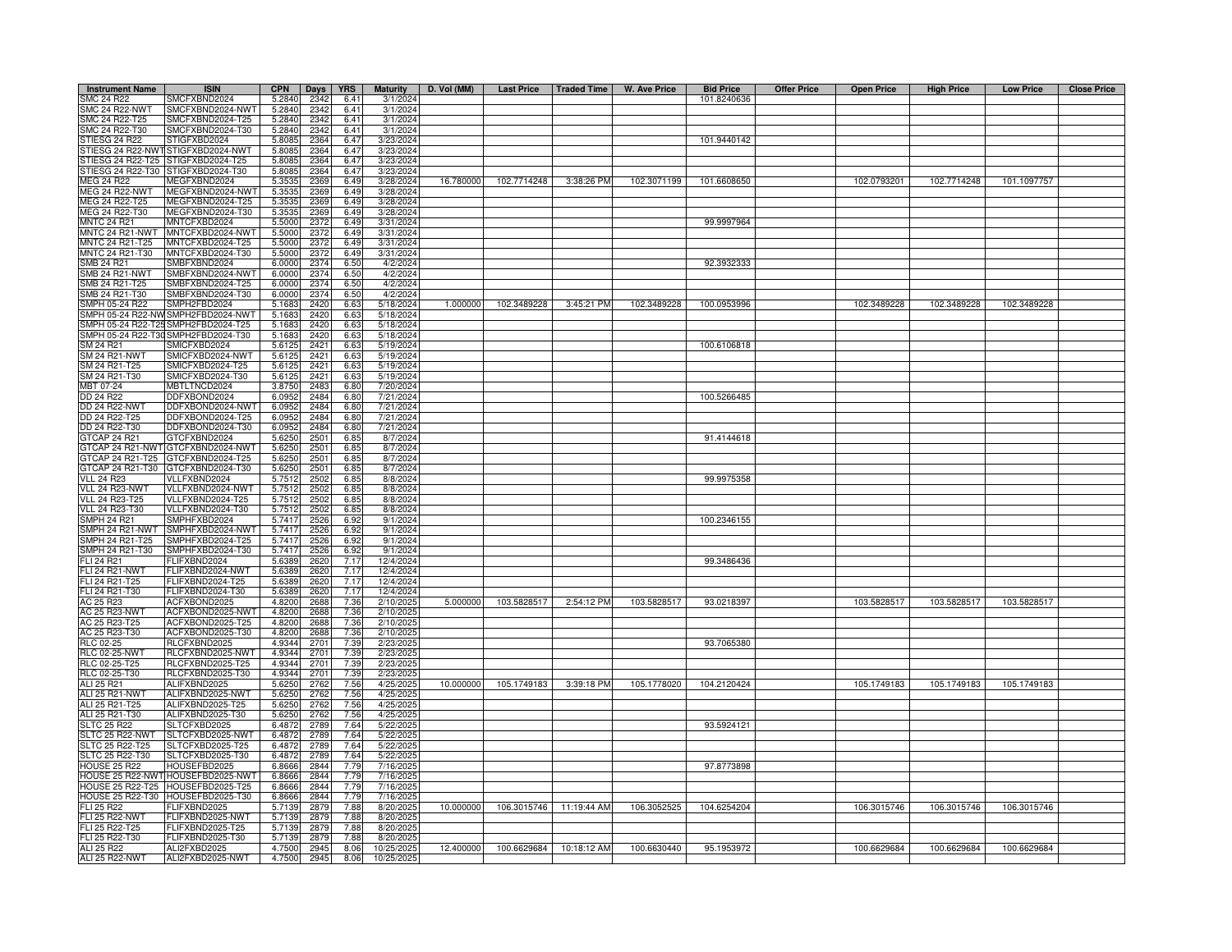| Instrument Name | ISIN | CPN | Days | YRS | Maturity | D. Vol (MM) | Last Price | Traded Time | W. Ave Price | Bid Price | Offer Price | Open Price | High Price | Low Price | Close Price |
|---|---|---|---|---|---|---|---|---|---|---|---|---|---|---|---|
| SMC 24 R22 | SMCFXBND2024 | 5.2840 | 2342 | 6.41 | 3/1/2024 | | | | | 101.8240636 | | | | | |
| SMC 24 R22-NWT | SMCFXBND2024-NWT | 5.2840 | 2342 | 6.41 | 3/1/2024 | | | | | | | | | | |
| SMC 24 R22-T25 | SMCFXBND2024-T25 | 5.2840 | 2342 | 6.41 | 3/1/2024 | | | | | | | | | | |
| SMC 24 R22-T30 | SMCFXBND2024-T30 | 5.2840 | 2342 | 6.41 | 3/1/2024 | | | | | | | | | | |
| STIESG 24 R22 | STIGFXBD2024 | 5.8085 | 2364 | 6.47 | 3/23/2024 | | | | | 101.9440142 | | | | | |
| STIESG 24 R22-NWT | STIGFXBD2024-NWT | 5.8085 | 2364 | 6.47 | 3/23/2024 | | | | | | | | | | |
| STIESG 24 R22-T25 | STIGFXBD2024-T25 | 5.8085 | 2364 | 6.47 | 3/23/2024 | | | | | | | | | | |
| STIESG 24 R22-T30 | STIGFXBD2024-T30 | 5.8085 | 2364 | 6.47 | 3/23/2024 | | | | | | | | | | |
| MEG 24 R22 | MEGFXBND2024 | 5.3535 | 2369 | 6.49 | 3/28/2024 | 16.780000 | 102.7714248 | 3:38:26 PM | 102.3071199 | 101.6608650 | | 102.0793201 | 102.7714248 | 101.1097757 | |
| MEG 24 R22-NWT | MEGFXBND2024-NWT | 5.3535 | 2369 | 6.49 | 3/28/2024 | | | | | | | | | | |
| MEG 24 R22-T25 | MEGFXBND2024-T25 | 5.3535 | 2369 | 6.49 | 3/28/2024 | | | | | | | | | | |
| MEG 24 R22-T30 | MEGFXBND2024-T30 | 5.3535 | 2369 | 6.49 | 3/28/2024 | | | | | | | | | | |
| MNTC 24 R21 | MNTCFXBD2024 | 5.5000 | 2372 | 6.49 | 3/31/2024 | | | | | 99.9997964 | | | | | |
| MNTC 24 R21-NWT | MNTCFXBD2024-NWT | 5.5000 | 2372 | 6.49 | 3/31/2024 | | | | | | | | | | |
| MNTC 24 R21-T25 | MNTCFXBD2024-T25 | 5.5000 | 2372 | 6.49 | 3/31/2024 | | | | | | | | | | |
| MNTC 24 R21-T30 | MNTCFXBD2024-T30 | 5.5000 | 2372 | 6.49 | 3/31/2024 | | | | | | | | | | |
| SMB 24 R21 | SMBFXBND2024 | 6.0000 | 2374 | 6.50 | 4/2/2024 | | | | | 92.3932333 | | | | | |
| SMB 24 R21-NWT | SMBFXBND2024-NWT | 6.0000 | 2374 | 6.50 | 4/2/2024 | | | | | | | | | | |
| SMB 24 R21-T25 | SMBFXBND2024-T25 | 6.0000 | 2374 | 6.50 | 4/2/2024 | | | | | | | | | | |
| SMB 24 R21-T30 | SMBFXBND2024-T30 | 6.0000 | 2374 | 6.50 | 4/2/2024 | | | | | | | | | | |
| SMPH 05-24 R22 | SMPH2FBD2024 | 5.1683 | 2420 | 6.63 | 5/18/2024 | 1.000000 | 102.3489228 | 3:45:21 PM | 102.3489228 | 100.0953996 | | 102.3489228 | 102.3489228 | 102.3489228 | |
| SMPH 05-24 R22-NWT | SMPH2FBD2024-NWT | 5.1683 | 2420 | 6.63 | 5/18/2024 | | | | | | | | | | |
| SMPH 05-24 R22-T25 | SMPH2FBD2024-T25 | 5.1683 | 2420 | 6.63 | 5/18/2024 | | | | | | | | | | |
| SMPH 05-24 R22-T30 | SMPH2FBD2024-T30 | 5.1683 | 2420 | 6.63 | 5/18/2024 | | | | | | | | | | |
| SM 24 R21 | SMICFXBD2024 | 5.6125 | 2421 | 6.63 | 5/19/2024 | | | | | 100.6106818 | | | | | |
| SM 24 R21-NWT | SMICFXBD2024-NWT | 5.6125 | 2421 | 6.63 | 5/19/2024 | | | | | | | | | | |
| SM 24 R21-T25 | SMICFXBD2024-T25 | 5.6125 | 2421 | 6.63 | 5/19/2024 | | | | | | | | | | |
| SM 24 R21-T30 | SMICFXBD2024-T30 | 5.6125 | 2421 | 6.63 | 5/19/2024 | | | | | | | | | | |
| MBT 07-24 | MBTLTNCD2024 | 3.8750 | 2483 | 6.80 | 7/20/2024 | | | | | | | | | | |
| DD 24 R22 | DDFXBOND2024 | 6.0952 | 2484 | 6.80 | 7/21/2024 | | | | | 100.5266485 | | | | | |
| DD 24 R22-NWT | DDFXBOND2024-NWT | 6.0952 | 2484 | 6.80 | 7/21/2024 | | | | | | | | | | |
| DD 24 R22-T25 | DDFXBOND2024-T25 | 6.0952 | 2484 | 6.80 | 7/21/2024 | | | | | | | | | | |
| DD 24 R22-T30 | DDFXBOND2024-T30 | 6.0952 | 2484 | 6.80 | 7/21/2024 | | | | | | | | | | |
| GTCAP 24 R21 | GTCFXBND2024 | 5.6250 | 2501 | 6.85 | 8/7/2024 | | | | | 91.4144618 | | | | | |
| GTCAP 24 R21-NWT | GTCFXBND2024-NWT | 5.6250 | 2501 | 6.85 | 8/7/2024 | | | | | | | | | | |
| GTCAP 24 R21-T25 | GTCFXBND2024-T25 | 5.6250 | 2501 | 6.85 | 8/7/2024 | | | | | | | | | | |
| GTCAP 24 R21-T30 | GTCFXBND2024-T30 | 5.6250 | 2501 | 6.85 | 8/7/2024 | | | | | | | | | | |
| VLL 24 R23 | VLLFXBND2024 | 5.7512 | 2502 | 6.85 | 8/8/2024 | | | | | 99.9975358 | | | | | |
| VLL 24 R23-NWT | VLLFXBND2024-NWT | 5.7512 | 2502 | 6.85 | 8/8/2024 | | | | | | | | | | |
| VLL 24 R23-T25 | VLLFXBND2024-T25 | 5.7512 | 2502 | 6.85 | 8/8/2024 | | | | | | | | | | |
| VLL 24 R23-T30 | VLLFXBND2024-T30 | 5.7512 | 2502 | 6.85 | 8/8/2024 | | | | | | | | | | |
| SMPH 24 R21 | SMPHFXBD2024 | 5.7417 | 2526 | 6.92 | 9/1/2024 | | | | | 100.2346155 | | | | | |
| SMPH 24 R21-NWT | SMPHFXBD2024-NWT | 5.7417 | 2526 | 6.92 | 9/1/2024 | | | | | | | | | | |
| SMPH 24 R21-T25 | SMPHFXBD2024-T25 | 5.7417 | 2526 | 6.92 | 9/1/2024 | | | | | | | | | | |
| SMPH 24 R21-T30 | SMPHFXBD2024-T30 | 5.7417 | 2526 | 6.92 | 9/1/2024 | | | | | | | | | | |
| FLI 24 R21 | FLIFXBND2024 | 5.6389 | 2620 | 7.17 | 12/4/2024 | | | | | 99.3486436 | | | | | |
| FLI 24 R21-NWT | FLIFXBND2024-NWT | 5.6389 | 2620 | 7.17 | 12/4/2024 | | | | | | | | | | |
| FLI 24 R21-T25 | FLIFXBND2024-T25 | 5.6389 | 2620 | 7.17 | 12/4/2024 | | | | | | | | | | |
| FLI 24 R21-T30 | FLIFXBND2024-T30 | 5.6389 | 2620 | 7.17 | 12/4/2024 | | | | | | | | | | |
| AC 25 R23 | ACFXBOND2025 | 4.8200 | 2688 | 7.36 | 2/10/2025 | 5.000000 | 103.5828517 | 2:54:12 PM | 103.5828517 | 93.0218397 | | 103.5828517 | 103.5828517 | 103.5828517 | |
| AC 25 R23-NWT | ACFXBOND2025-NWT | 4.8200 | 2688 | 7.36 | 2/10/2025 | | | | | | | | | | |
| AC 25 R23-T25 | ACFXBOND2025-T25 | 4.8200 | 2688 | 7.36 | 2/10/2025 | | | | | | | | | | |
| AC 25 R23-T30 | ACFXBOND2025-T30 | 4.8200 | 2688 | 7.36 | 2/10/2025 | | | | | | | | | | |
| RLC 02-25 | RLCFXBND2025 | 4.9344 | 2701 | 7.39 | 2/23/2025 | | | | | 93.7065380 | | | | | |
| RLC 02-25-NWT | RLCFXBND2025-NWT | 4.9344 | 2701 | 7.39 | 2/23/2025 | | | | | | | | | | |
| RLC 02-25-T25 | RLCFXBND2025-T25 | 4.9344 | 2701 | 7.39 | 2/23/2025 | | | | | | | | | | |
| RLC 02-25-T30 | RLCFXBND2025-T30 | 4.9344 | 2701 | 7.39 | 2/23/2025 | | | | | | | | | | |
| ALI 25 R21 | ALIFXBND2025 | 5.6250 | 2762 | 7.56 | 4/25/2025 | 10.000000 | 105.1749183 | 3:39:18 PM | 105.1778020 | 104.2120424 | | 105.1749183 | 105.1749183 | 105.1749183 | |
| ALI 25 R21-NWT | ALIFXBND2025-NWT | 5.6250 | 2762 | 7.56 | 4/25/2025 | | | | | | | | | | |
| ALI 25 R21-T25 | ALIFXBND2025-T25 | 5.6250 | 2762 | 7.56 | 4/25/2025 | | | | | | | | | | |
| ALI 25 R21-T30 | ALIFXBND2025-T30 | 5.6250 | 2762 | 7.56 | 4/25/2025 | | | | | | | | | | |
| SLTC 25 R22 | SLTCFXBD2025 | 6.4872 | 2789 | 7.64 | 5/22/2025 | | | | | 93.5924121 | | | | | |
| SLTC 25 R22-NWT | SLTCFXBD2025-NWT | 6.4872 | 2789 | 7.64 | 5/22/2025 | | | | | | | | | | |
| SLTC 25 R22-T25 | SLTCFXBD2025-T25 | 6.4872 | 2789 | 7.64 | 5/22/2025 | | | | | | | | | | |
| SLTC 25 R22-T30 | SLTCFXBD2025-T30 | 6.4872 | 2789 | 7.64 | 5/22/2025 | | | | | | | | | | |
| HOUSE 25 R22 | HOUSEFBD2025 | 6.8666 | 2844 | 7.79 | 7/16/2025 | | | | | 97.8773898 | | | | | |
| HOUSE 25 R22-NWT | HOUSEFBD2025-NWT | 6.8666 | 2844 | 7.79 | 7/16/2025 | | | | | | | | | | |
| HOUSE 25 R22-T25 | HOUSEFBD2025-T25 | 6.8666 | 2844 | 7.79 | 7/16/2025 | | | | | | | | | | |
| HOUSE 25 R22-T30 | HOUSEFBD2025-T30 | 6.8666 | 2844 | 7.79 | 7/16/2025 | | | | | | | | | | |
| FLI 25 R22 | FLIFXBND2025 | 5.7139 | 2879 | 7.88 | 8/20/2025 | 10.000000 | 106.3015746 | 11:19:44 AM | 106.3052525 | 104.6254204 | | 106.3015746 | 106.3015746 | 106.3015746 | |
| FLI 25 R22-NWT | FLIFXBND2025-NWT | 5.7139 | 2879 | 7.88 | 8/20/2025 | | | | | | | | | | |
| FLI 25 R22-T25 | FLIFXBND2025-T25 | 5.7139 | 2879 | 7.88 | 8/20/2025 | | | | | | | | | | |
| FLI 25 R22-T30 | FLIFXBND2025-T30 | 5.7139 | 2879 | 7.88 | 8/20/2025 | | | | | | | | | | |
| ALI 25 R22 | ALI2FXBD2025 | 4.7500 | 2945 | 8.06 | 10/25/2025 | 12.400000 | 100.6629684 | 10:18:12 AM | 100.6630440 | 95.1953972 | | 100.6629684 | 100.6629684 | 100.6629684 | |
| ALI 25 R22-NWT | ALI2FXBD2025-NWT | 4.7500 | 2945 | 8.06 | 10/25/2025 | | | | | | | | | | |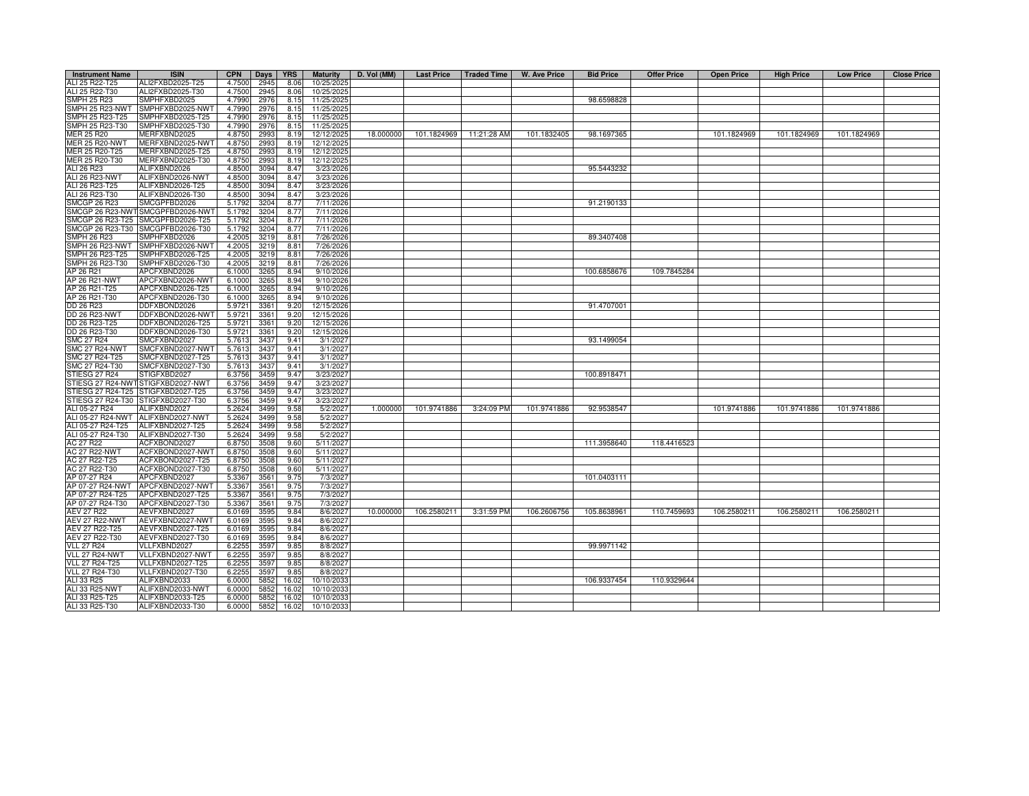| Instrument Name | ISIN | CPN | Days | YRS | Maturity | D. Vol (MM) | Last Price | Traded Time | W. Ave Price | Bid Price | Offer Price | Open Price | High Price | Low Price | Close Price |
|---|---|---|---|---|---|---|---|---|---|---|---|---|---|---|---|
| ALI 25 R22-T25 | ALI2FXBD2025-T25 | 4.7500 | 2945 | 8.06 | 10/25/2025 | | | | | | | | | | |
| ALI 25 R22-T30 | ALI2FXBD2025-T30 | 4.7500 | 2945 | 8.06 | 10/25/2025 | | | | | | | | | | |
| SMPH 25 R23 | SMPHFXBD2025 | 4.7990 | 2976 | 8.15 | 11/25/2025 | | | | | 98.6598828 | | | | | |
| SMPH 25 R23-NWT | SMPHFXBD2025-NWT | 4.7990 | 2976 | 8.15 | 11/25/2025 | | | | | | | | | | |
| SMPH 25 R23-T25 | SMPHFXBD2025-T25 | 4.7990 | 2976 | 8.15 | 11/25/2025 | | | | | | | | | | |
| SMPH 25 R23-T30 | SMPHFXBD2025-T30 | 4.7990 | 2976 | 8.15 | 11/25/2025 | | | | | | | | | | |
| MER 25 R20 | MERFXBND2025 | 4.8750 | 2993 | 8.19 | 12/12/2025 | 18.000000 | 101.1824969 | 11:21:28 AM | 101.1832405 | 98.1697365 | | 101.1824969 | 101.1824969 | 101.1824969 | |
| MER 25 R20-NWT | MERFXBND2025-NWT | 4.8750 | 2993 | 8.19 | 12/12/2025 | | | | | | | | | | |
| MER 25 R20-T25 | MERFXBND2025-T25 | 4.8750 | 2993 | 8.19 | 12/12/2025 | | | | | | | | | | |
| MER 25 R20-T30 | MERFXBND2025-T30 | 4.8750 | 2993 | 8.19 | 12/12/2025 | | | | | | | | | | |
| ALI 26 R23 | ALIFXBND2026 | 4.8500 | 3094 | 8.47 | 3/23/2026 | | | | | 95.5443232 | | | | | |
| ALI 26 R23-NWT | ALIFXBND2026-NWT | 4.8500 | 3094 | 8.47 | 3/23/2026 | | | | | | | | | | |
| ALI 26 R23-T25 | ALIFXBND2026-T25 | 4.8500 | 3094 | 8.47 | 3/23/2026 | | | | | | | | | | |
| ALI 26 R23-T30 | ALIFXBND2026-T30 | 4.8500 | 3094 | 8.47 | 3/23/2026 | | | | | | | | | | |
| SMCGP 26 R23 | SMCGPFBD2026 | 5.1792 | 3204 | 8.77 | 7/11/2026 | | | | | 91.2190133 | | | | | |
| SMCGP 26 R23-NWT | SMCGPFBD2026-NWT | 5.1792 | 3204 | 8.77 | 7/11/2026 | | | | | | | | | | |
| SMCGP 26 R23-T25 | SMCGPFBD2026-T25 | 5.1792 | 3204 | 8.77 | 7/11/2026 | | | | | | | | | | |
| SMCGP 26 R23-T30 | SMCGPFBD2026-T30 | 5.1792 | 3204 | 8.77 | 7/11/2026 | | | | | | | | | | |
| SMPH 26 R23 | SMPHFXBD2026 | 4.2005 | 3219 | 8.81 | 7/26/2026 | | | | | 89.3407408 | | | | | |
| SMPH 26 R23-NWT | SMPHFXBD2026-NWT | 4.2005 | 3219 | 8.81 | 7/26/2026 | | | | | | | | | | |
| SMPH 26 R23-T25 | SMPHFXBD2026-T25 | 4.2005 | 3219 | 8.81 | 7/26/2026 | | | | | | | | | | |
| SMPH 26 R23-T30 | SMPHFXBD2026-T30 | 4.2005 | 3219 | 8.81 | 7/26/2026 | | | | | | | | | | |
| AP 26 R21 | APCFXBND2026 | 6.1000 | 3265 | 8.94 | 9/10/2026 | | | | | 100.6858676 | 109.7845284 | | | | |
| AP 26 R21-NWT | APCFXBND2026-NWT | 6.1000 | 3265 | 8.94 | 9/10/2026 | | | | | | | | | | |
| AP 26 R21-T25 | APCFXBND2026-T25 | 6.1000 | 3265 | 8.94 | 9/10/2026 | | | | | | | | | | |
| AP 26 R21-T30 | APCFXBND2026-T30 | 6.1000 | 3265 | 8.94 | 9/10/2026 | | | | | | | | | | |
| DD 26 R23 | DDFXBOND2026 | 5.9721 | 3361 | 9.20 | 12/15/2026 | | | | | 91.4707001 | | | | | |
| DD 26 R23-NWT | DDFXBOND2026-NWT | 5.9721 | 3361 | 9.20 | 12/15/2026 | | | | | | | | | | |
| DD 26 R23-T25 | DDFXBOND2026-T25 | 5.9721 | 3361 | 9.20 | 12/15/2026 | | | | | | | | | | |
| DD 26 R23-T30 | DDFXBOND2026-T30 | 5.9721 | 3361 | 9.20 | 12/15/2026 | | | | | | | | | | |
| SMC 27 R24 | SMCFXBND2027 | 5.7613 | 3437 | 9.41 | 3/1/2027 | | | | | 93.1499054 | | | | | |
| SMC 27 R24-NWT | SMCFXBND2027-NWT | 5.7613 | 3437 | 9.41 | 3/1/2027 | | | | | | | | | | |
| SMC 27 R24-T25 | SMCFXBND2027-T25 | 5.7613 | 3437 | 9.41 | 3/1/2027 | | | | | | | | | | |
| SMC 27 R24-T30 | SMCFXBND2027-T30 | 5.7613 | 3437 | 9.41 | 3/1/2027 | | | | | | | | | | |
| STIESG 27 R24 | STIGFXBD2027 | 6.3756 | 3459 | 9.47 | 3/23/2027 | | | | | 100.8918471 | | | | | |
| STIESG 27 R24-NWT | STIGFXBD2027-NWT | 6.3756 | 3459 | 9.47 | 3/23/2027 | | | | | | | | | | |
| STIESG 27 R24-T25 | STIGFXBD2027-T25 | 6.3756 | 3459 | 9.47 | 3/23/2027 | | | | | | | | | | |
| STIESG 27 R24-T30 | STIGFXBD2027-T30 | 6.3756 | 3459 | 9.47 | 3/23/2027 | | | | | | | | | | |
| ALI 05-27 R24 | ALIFXBND2027 | 5.2624 | 3499 | 9.58 | 5/2/2027 | 1.000000 | 101.9741886 | 3:24:09 PM | 101.9741886 | 92.9538547 | | 101.9741886 | 101.9741886 | 101.9741886 | |
| ALI 05-27 R24-NWT | ALIFXBND2027-NWT | 5.2624 | 3499 | 9.58 | 5/2/2027 | | | | | | | | | | |
| ALI 05-27 R24-T25 | ALIFXBND2027-T25 | 5.2624 | 3499 | 9.58 | 5/2/2027 | | | | | | | | | | |
| ALI 05-27 R24-T30 | ALIFXBND2027-T30 | 5.2624 | 3499 | 9.58 | 5/2/2027 | | | | | | | | | | |
| AC 27 R22 | ACFXBOND2027 | 6.8750 | 3508 | 9.60 | 5/11/2027 | | | | | 111.3958640 | 118.4416523 | | | | |
| AC 27 R22-NWT | ACFXBOND2027-NWT | 6.8750 | 3508 | 9.60 | 5/11/2027 | | | | | | | | | | |
| AC 27 R22-T25 | ACFXBOND2027-T25 | 6.8750 | 3508 | 9.60 | 5/11/2027 | | | | | | | | | | |
| AC 27 R22-T30 | ACFXBOND2027-T30 | 6.8750 | 3508 | 9.60 | 5/11/2027 | | | | | | | | | | |
| AP 07-27 R24 | APCFXBND2027 | 5.3367 | 3561 | 9.75 | 7/3/2027 | | | | | 101.0403111 | | | | | |
| AP 07-27 R24-NWT | APCFXBND2027-NWT | 5.3367 | 3561 | 9.75 | 7/3/2027 | | | | | | | | | | |
| AP 07-27 R24-T25 | APCFXBND2027-T25 | 5.3367 | 3561 | 9.75 | 7/3/2027 | | | | | | | | | | |
| AP 07-27 R24-T30 | APCFXBND2027-T30 | 5.3367 | 3561 | 9.75 | 7/3/2027 | | | | | | | | | | |
| AEV 27 R22 | AEVFXBND2027 | 6.0169 | 3595 | 9.84 | 8/6/2027 | 10.000000 | 106.2580211 | 3:31:59 PM | 106.2606756 | 105.8638961 | 110.7459693 | 106.2580211 | 106.2580211 | 106.2580211 | |
| AEV 27 R22-NWT | AEVFXBND2027-NWT | 6.0169 | 3595 | 9.84 | 8/6/2027 | | | | | | | | | | |
| AEV 27 R22-T25 | AEVFXBND2027-T25 | 6.0169 | 3595 | 9.84 | 8/6/2027 | | | | | | | | | | |
| AEV 27 R22-T30 | AEVFXBND2027-T30 | 6.0169 | 3595 | 9.84 | 8/6/2027 | | | | | | | | | | |
| VLL 27 R24 | VLLFXBND2027 | 6.2255 | 3597 | 9.85 | 8/8/2027 | | | | | 99.9971142 | | | | | |
| VLL 27 R24-NWT | VLLFXBND2027-NWT | 6.2255 | 3597 | 9.85 | 8/8/2027 | | | | | | | | | | |
| VLL 27 R24-T25 | VLLFXBND2027-T25 | 6.2255 | 3597 | 9.85 | 8/8/2027 | | | | | | | | | | |
| VLL 27 R24-T30 | VLLFXBND2027-T30 | 6.2255 | 3597 | 9.85 | 8/8/2027 | | | | | | | | | | |
| ALI 33 R25 | ALIFXBND2033 | 6.0000 | 5852 | 16.02 | 10/10/2033 | | | | | 106.9337454 | 110.9329644 | | | | |
| ALI 33 R25-NWT | ALIFXBND2033-NWT | 6.0000 | 5852 | 16.02 | 10/10/2033 | | | | | | | | | | |
| ALI 33 R25-T25 | ALIFXBND2033-T25 | 6.0000 | 5852 | 16.02 | 10/10/2033 | | | | | | | | | | |
| ALI 33 R25-T30 | ALIFXBND2033-T30 | 6.0000 | 5852 | 16.02 | 10/10/2033 | | | | | | | | | | |